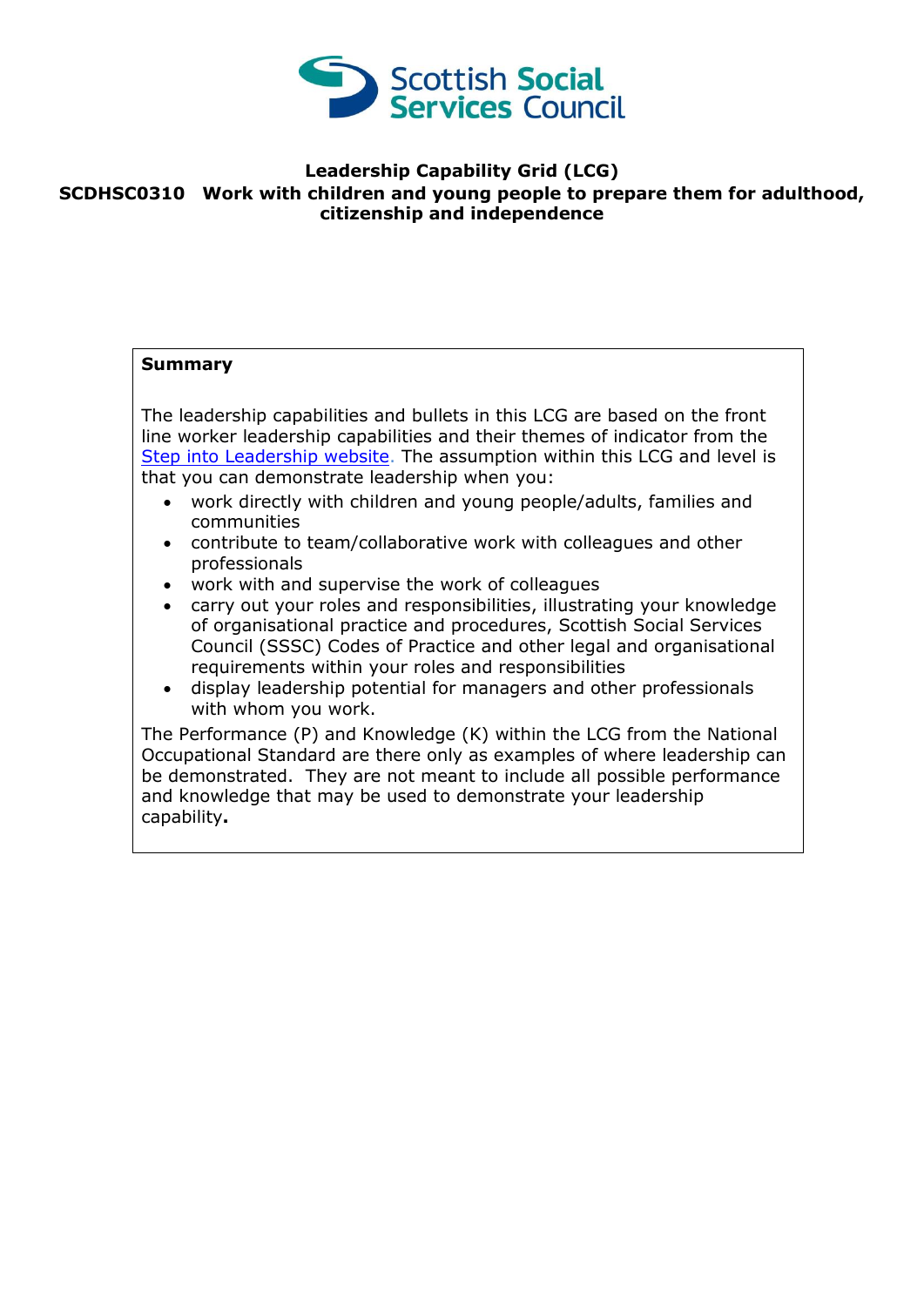Scottish Social Services Council

# Leadership Capability Grid (LCG)

## SCDHSC0310 Work with children and young people to prepare them for adulthood, citizenship and independence

**Summary**

The leadership capabilities and bullets in this LCG are based on the front line worker leadership capabilities and their themes of indicator from the [Step into Leadership website](). The assumption within this LCG and level is that you can demonstrate leadership when you:

- work directly with children and young people/adults, families and communities
- contribute to team/collaborative work with colleagues and other professionals
- work with and supervise the work of colleagues
- carry out your roles and responsibilities, illustrating your knowledge of organisational practice and procedures, Scottish Social Services Council (SSSC) Codes of Practice and other legal and organisational requirements within your roles and responsibilities
- display leadership potential for managers and other professionals with whom you work.

The Performance (P) and Knowledge (K) within the LCG from the National Occupational Standard are there only as examples of where leadership can be demonstrated. They are not meant to include all possible performance and knowledge that may be used to demonstrate your leadership capability**.**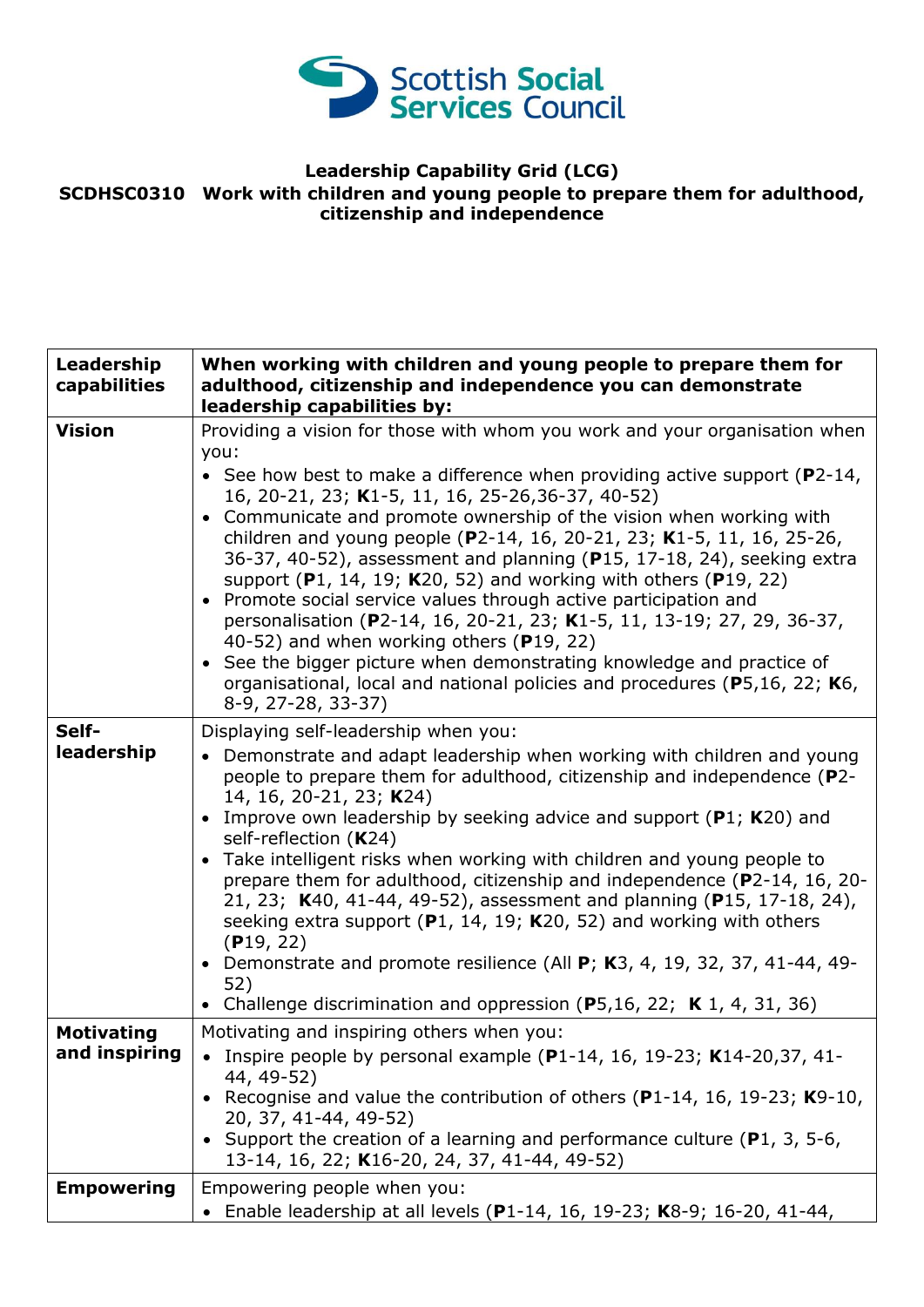**Leadership Capability Grid (LCG)**
**SCDHSC0310 Work with children and young people to prepare them for adulthood, citizenship and independence**

| Leadership capabilities | When working with children and young people to prepare them for adulthood, citizenship and independence you can demonstrate leadership capabilities by: |
|---|---|
| **Vision** | Providing a vision for those with whom you work and your organisation when you:<br>• See how best to make a difference when providing active support (**P**2-14, 16, 20-21, 23; **K**1-5, 11, 16, 25-26,36-37, 40-52)<br>• Communicate and promote ownership of the vision when working with children and young people (**P**2-14, 16, 20-21, 23; **K**1-5, 11, 16, 25-26, 36-37, 40-52), assessment and planning (**P**15, 17-18, 24), seeking extra support (**P**1, 14, 19; **K**20, 52) and working with others (**P**19, 22)<br>• Promote social service values through active participation and personalisation (**P**2-14, 16, 20-21, 23; **K**1-5, 11, 13-19; 27, 29, 36-37, 40-52) and when working others (**P**19, 22)<br>• See the bigger picture when demonstrating knowledge and practice of organisational, local and national policies and procedures (**P**5,16, 22; **K**6, 8-9, 27-28, 33-37) |
| **Self-leadership** | Displaying self-leadership when you:<br>• Demonstrate and adapt leadership when working with children and young people to prepare them for adulthood, citizenship and independence (**P**2-14, 16, 20-21, 23; **K**24)<br>• Improve own leadership by seeking advice and support (**P**1; **K**20) and self-reflection (**K**24)<br>• Take intelligent risks when working with children and young people to prepare them for adulthood, citizenship and independence (**P**2-14, 16, 20-21, 23; **K**40, 41-44, 49-52), assessment and planning (**P**15, 17-18, 24), seeking extra support (**P**1, 14, 19; **K**20, 52) and working with others (**P**19, 22)<br>• Demonstrate and promote resilience (All **P**; **K**3, 4, 19, 32, 37, 41-44, 49-52)<br>• Challenge discrimination and oppression (**P**5,16, 22; **K** 1, 4, 31, 36) |
| **Motivating and inspiring** | Motivating and inspiring others when you:<br>• Inspire people by personal example (**P**1-14, 16, 19-23; **K**14-20,37, 41-44, 49-52)<br>• Recognise and value the contribution of others (**P**1-14, 16, 19-23; **K**9-10, 20, 37, 41-44, 49-52)<br>• Support the creation of a learning and performance culture (**P**1, 3, 5-6, 13-14, 16, 22; **K**16-20, 24, 37, 41-44, 49-52) |
| **Empowering** | Empowering people when you:<br>• Enable leadership at all levels (**P**1-14, 16, 19-23; **K**8-9; 16-20, 41-44, |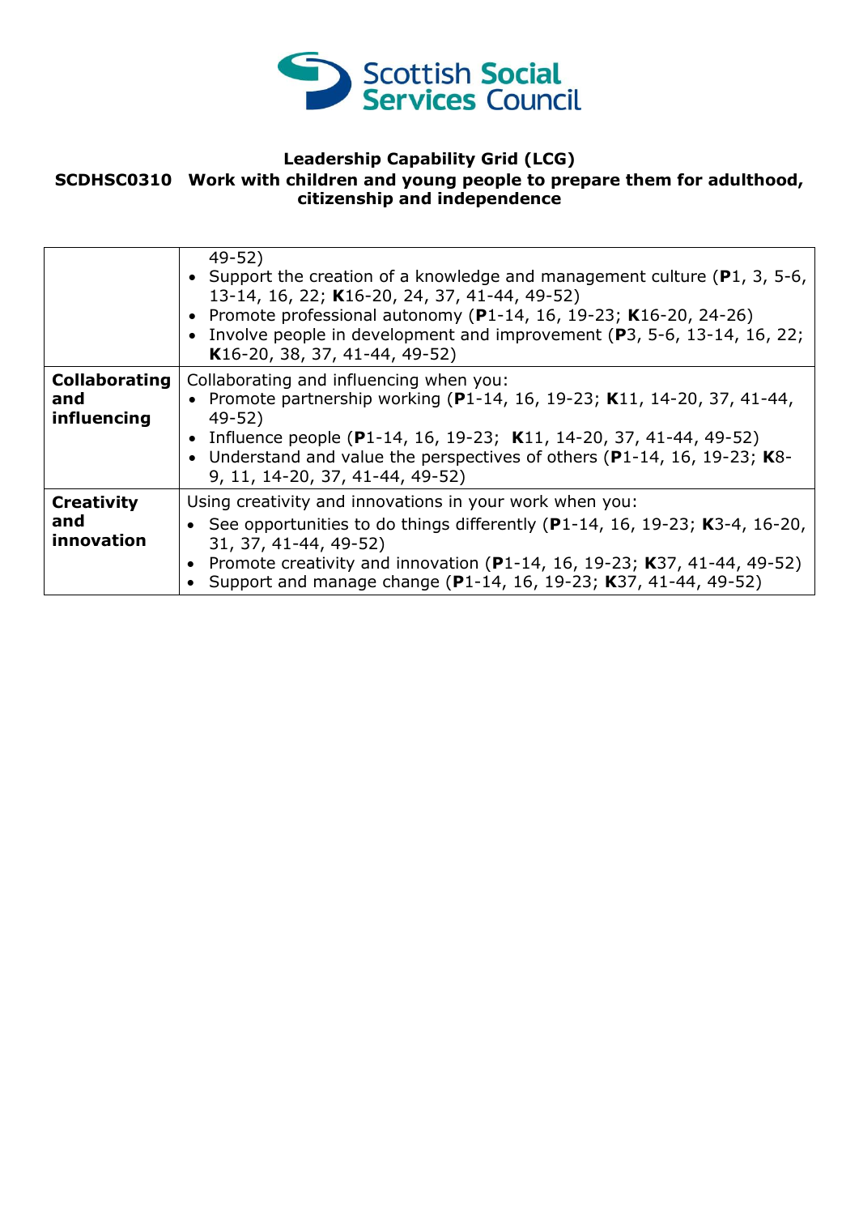**Leadership Capability Grid (LCG)**
**SCDHSC0310 Work with children and young people to prepare them for adulthood, citizenship and independence**

| | |
|---|---|
| | 49-52)<br>• Support the creation of a knowledge and management culture (**P**1, 3, 5-6, 13-14, 16, 22; **K**16-20, 24, 37, 41-44, 49-52)<br>• Promote professional autonomy (**P**1-14, 16, 19-23; **K**16-20, 24-26)<br>• Involve people in development and improvement (**P**3, 5-6, 13-14, 16, 22; **K**16-20, 38, 37, 41-44, 49-52) |
| **Collaborating and influencing** | Collaborating and influencing when you:<br>• Promote partnership working (**P**1-14, 16, 19-23; **K**11, 14-20, 37, 41-44, 49-52)<br>• Influence people (**P**1-14, 16, 19-23; **K**11, 14-20, 37, 41-44, 49-52)<br>• Understand and value the perspectives of others (**P**1-14, 16, 19-23; **K**8-9, 11, 14-20, 37, 41-44, 49-52) |
| **Creativity and innovation** | Using creativity and innovations in your work when you:<br>• See opportunities to do things differently (**P**1-14, 16, 19-23; **K**3-4, 16-20, 31, 37, 41-44, 49-52)<br>• Promote creativity and innovation (**P**1-14, 16, 19-23; **K**37, 41-44, 49-52)<br>• Support and manage change (**P**1-14, 16, 19-23; **K**37, 41-44, 49-52) |